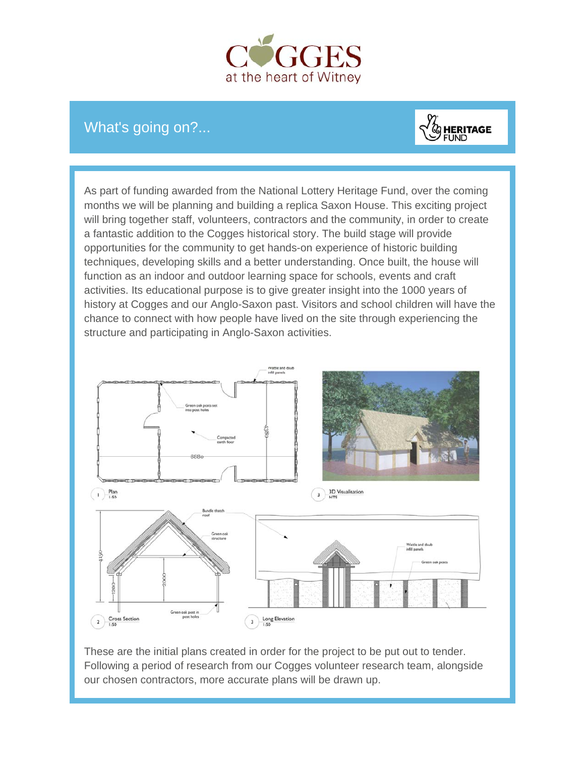# COGGES

at the heart of Witney

## What's going on?...

HERITAGE FUND

As part of funding awarded from the National Lottery Heritage Fund, over the coming months we will be planning and building a replica Saxon House. This exciting project will bring together staff, volunteers, contractors and the community, in order to create a fantastic addition to the Cogges historical story. The build stage will provide opportunities for the community to get hands-on experience of historic building techniques, developing skills and a better understanding. Once built, the house will function as an indoor and outdoor learning space for schools, events and craft activities. Its educational purpose is to give greater insight into the 1000 years of history at Cogges and our Anglo-Saxon past. Visitors and school children will have the chance to connect with how people have lived on the site through experiencing the structure and participating in Anglo-Saxon activities.

These are the initial plans created in order for the project to be put out to tender. Following a period of research from our Cogges volunteer research team, alongside our chosen contractors, more accurate plans will be drawn up.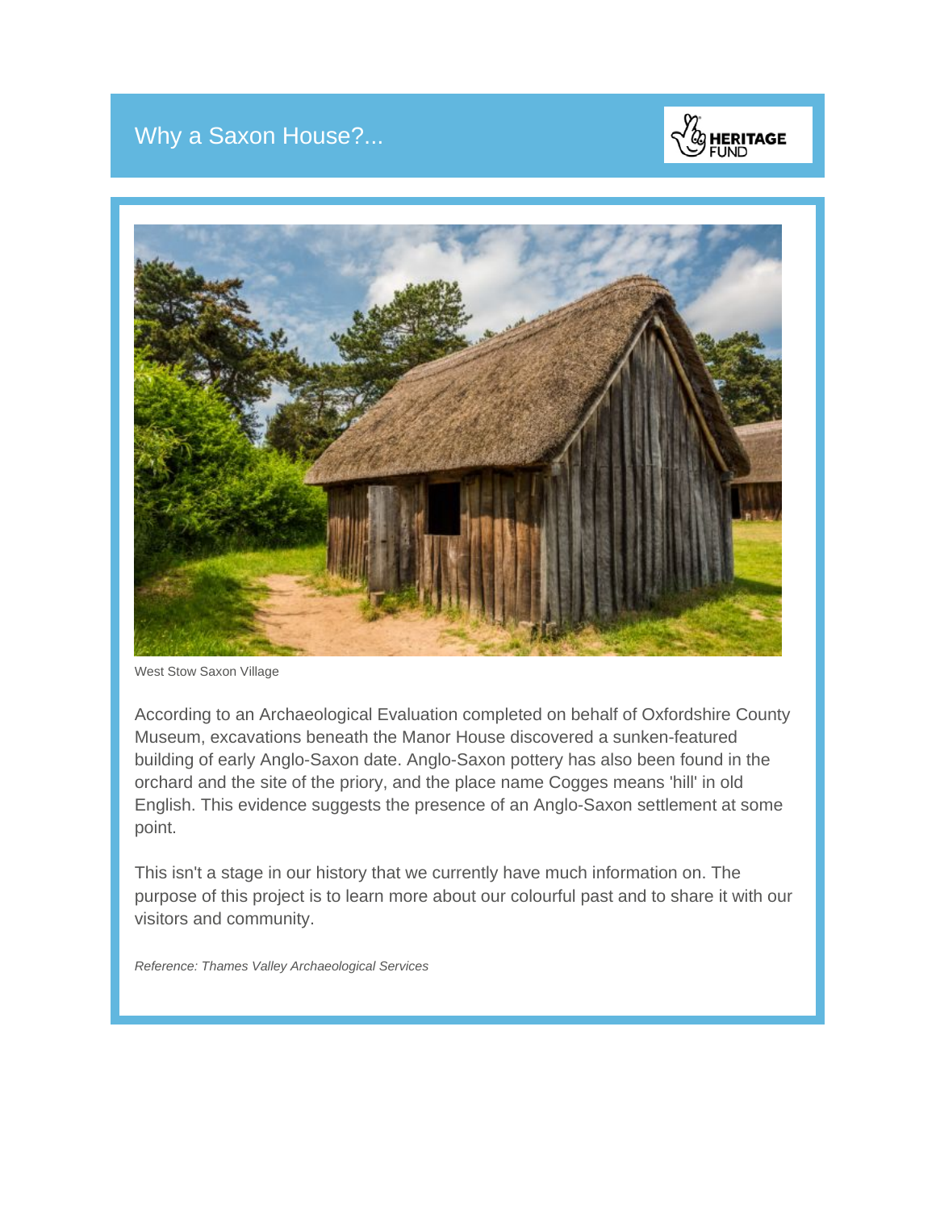## Why a Saxon House?...

West Stow Saxon Village

According to an Archaeological Evaluation completed on behalf of Oxfordshire County Museum, excavations beneath the Manor House discovered a sunken-featured building of early Anglo-Saxon date. Anglo-Saxon pottery has also been found in the orchard and the site of the priory, and the place name Cogges means 'hill' in old English. This evidence suggests the presence of an Anglo-Saxon settlement at some point.

This isn't a stage in our history that we currently have much information on. The purpose of this project is to learn more about our colourful past and to share it with our visitors and community.

*Reference: Thames Valley Archaeological Services*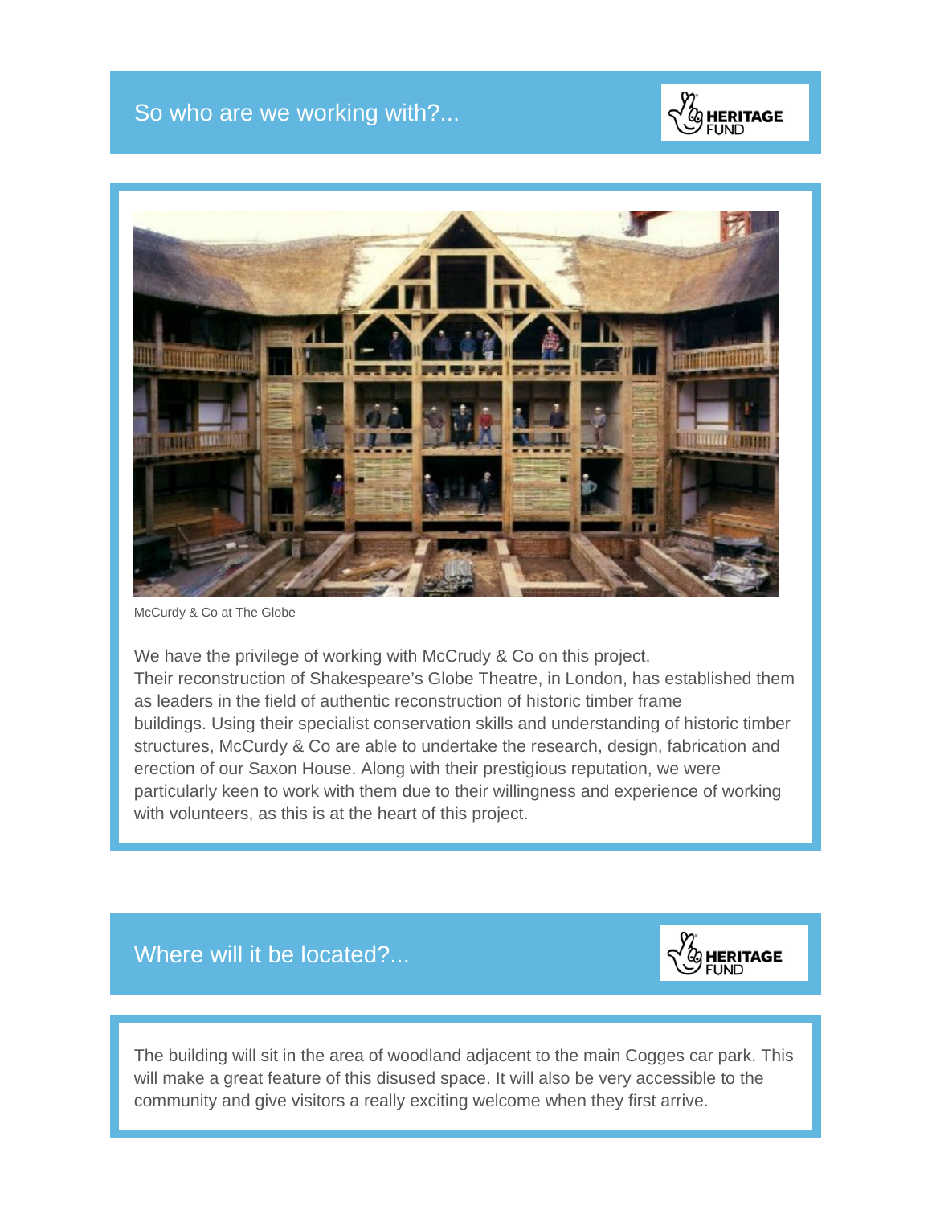## So who are we working with?...

McCurdy & Co at The Globe

We have the privilege of working with McCrudy & Co on this project. Their reconstruction of Shakespeare's Globe Theatre, in London, has established them as leaders in the field of authentic reconstruction of historic timber frame buildings. Using their specialist conservation skills and understanding of historic timber structures, McCurdy & Co are able to undertake the research, design, fabrication and erection of our Saxon House. Along with their prestigious reputation, we were particularly keen to work with them due to their willingness and experience of working with volunteers, as this is at the heart of this project.

## Where will it be located?...

The building will sit in the area of woodland adjacent to the main Cogges car park. This will make a great feature of this disused space. It will also be very accessible to the community and give visitors a really exciting welcome when they first arrive.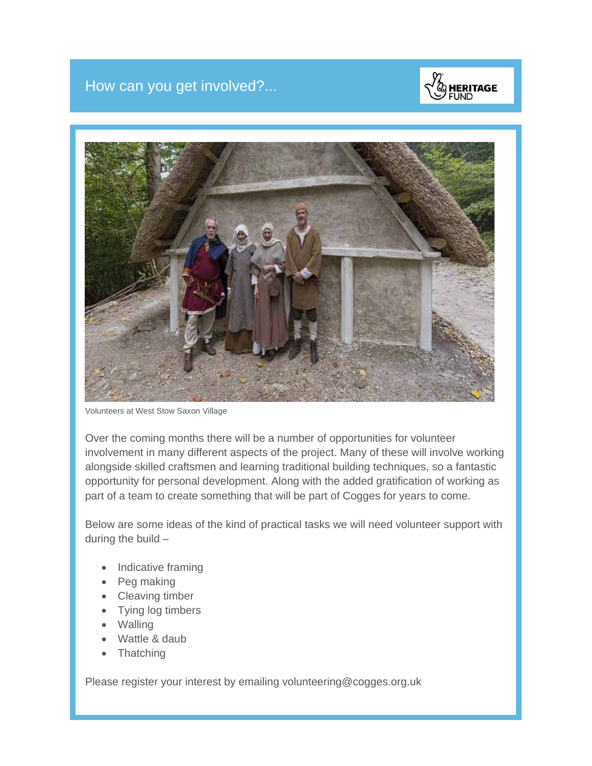## How can you get involved?...

Volunteers at West Stow Saxon Village

Over the coming months there will be a number of opportunities for volunteer involvement in many different aspects of the project. Many of these will involve working alongside skilled craftsmen and learning traditional building techniques, so a fantastic opportunity for personal development. Along with the added gratification of working as part of a team to create something that will be part of Cogges for years to come.

Below are some ideas of the kind of practical tasks we will need volunteer support with during the build –

- Indicative framing
- Peg making
- Cleaving timber
- Tying log timbers
- Walling
- Wattle & daub
- Thatching

Please register your interest by emailing volunteering@cogges.org.uk